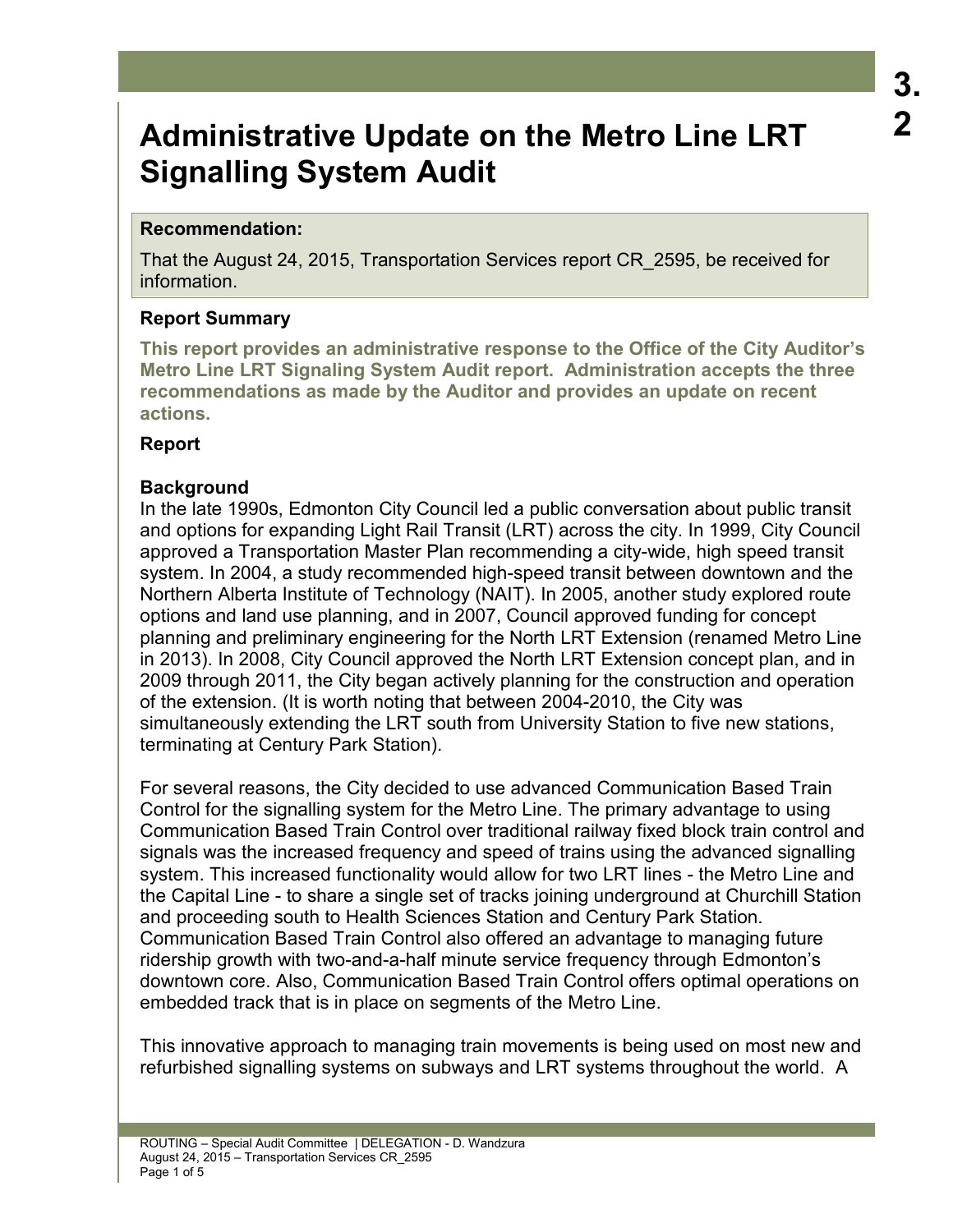# Administrative Update on the Metro Line LRT Signalling System Audit

**Recommendation:**

That the August 24, 2015, Transportation Services report CR_2595, be received for information.

### Report Summary

**This report provides an administrative response to the Office of the City Auditor's Metro Line LRT Signaling System Audit report. Administration accepts the three recommendations as made by the Auditor and provides an update on recent actions.**

### Report

### Background

In the late 1990s, Edmonton City Council led a public conversation about public transit and options for expanding Light Rail Transit (LRT) across the city. In 1999, City Council approved a Transportation Master Plan recommending a city-wide, high speed transit system. In 2004, a study recommended high-speed transit between downtown and the Northern Alberta Institute of Technology (NAIT). In 2005, another study explored route options and land use planning, and in 2007, Council approved funding for concept planning and preliminary engineering for the North LRT Extension (renamed Metro Line in 2013). In 2008, City Council approved the North LRT Extension concept plan, and in 2009 through 2011, the City began actively planning for the construction and operation of the extension. (It is worth noting that between 2004-2010, the City was simultaneously extending the LRT south from University Station to five new stations, terminating at Century Park Station).

For several reasons, the City decided to use advanced Communication Based Train Control for the signalling system for the Metro Line. The primary advantage to using Communication Based Train Control over traditional railway fixed block train control and signals was the increased frequency and speed of trains using the advanced signalling system. This increased functionality would allow for two LRT lines - the Metro Line and the Capital Line - to share a single set of tracks joining underground at Churchill Station and proceeding south to Health Sciences Station and Century Park Station. Communication Based Train Control also offered an advantage to managing future ridership growth with two-and-a-half minute service frequency through Edmonton's downtown core. Also, Communication Based Train Control offers optimal operations on embedded track that is in place on segments of the Metro Line.

This innovative approach to managing train movements is being used on most new and refurbished signalling systems on subways and LRT systems throughout the world. A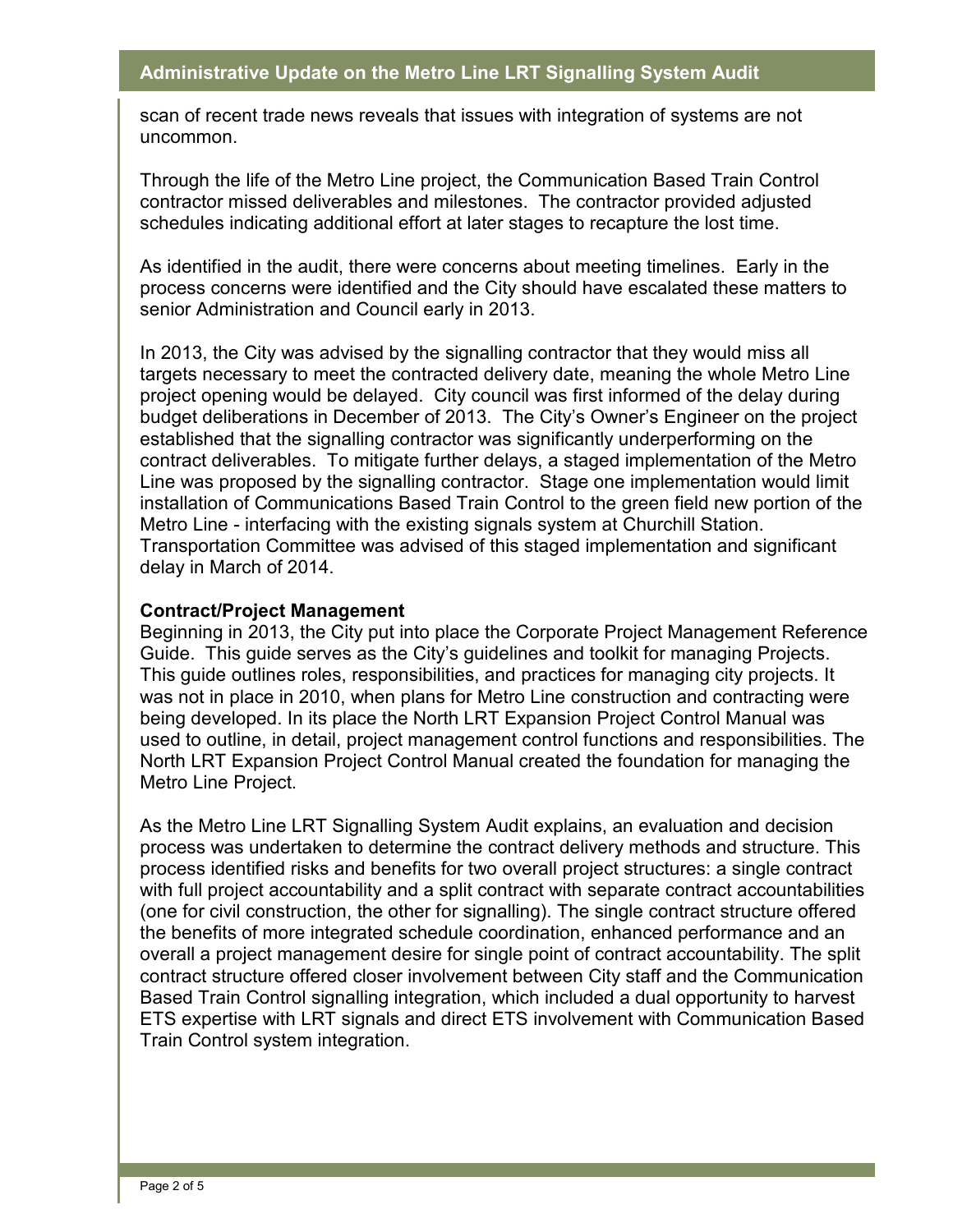scan of recent trade news reveals that issues with integration of systems are not uncommon.

Through the life of the Metro Line project, the Communication Based Train Control contractor missed deliverables and milestones. The contractor provided adjusted schedules indicating additional effort at later stages to recapture the lost time.

As identified in the audit, there were concerns about meeting timelines. Early in the process concerns were identified and the City should have escalated these matters to senior Administration and Council early in 2013.

In 2013, the City was advised by the signalling contractor that they would miss all targets necessary to meet the contracted delivery date, meaning the whole Metro Line project opening would be delayed. City council was first informed of the delay during budget deliberations in December of 2013. The City's Owner's Engineer on the project established that the signalling contractor was significantly underperforming on the contract deliverables. To mitigate further delays, a staged implementation of the Metro Line was proposed by the signalling contractor. Stage one implementation would limit installation of Communications Based Train Control to the green field new portion of the Metro Line - interfacing with the existing signals system at Churchill Station. Transportation Committee was advised of this staged implementation and significant delay in March of 2014.

**Contract/Project Management**

Beginning in 2013, the City put into place the Corporate Project Management Reference Guide. This guide serves as the City's guidelines and toolkit for managing Projects. This guide outlines roles, responsibilities, and practices for managing city projects. It was not in place in 2010, when plans for Metro Line construction and contracting were being developed. In its place the North LRT Expansion Project Control Manual was used to outline, in detail, project management control functions and responsibilities. The North LRT Expansion Project Control Manual created the foundation for managing the Metro Line Project.

As the Metro Line LRT Signalling System Audit explains, an evaluation and decision process was undertaken to determine the contract delivery methods and structure. This process identified risks and benefits for two overall project structures: a single contract with full project accountability and a split contract with separate contract accountabilities (one for civil construction, the other for signalling). The single contract structure offered the benefits of more integrated schedule coordination, enhanced performance and an overall a project management desire for single point of contract accountability. The split contract structure offered closer involvement between City staff and the Communication Based Train Control signalling integration, which included a dual opportunity to harvest ETS expertise with LRT signals and direct ETS involvement with Communication Based Train Control system integration.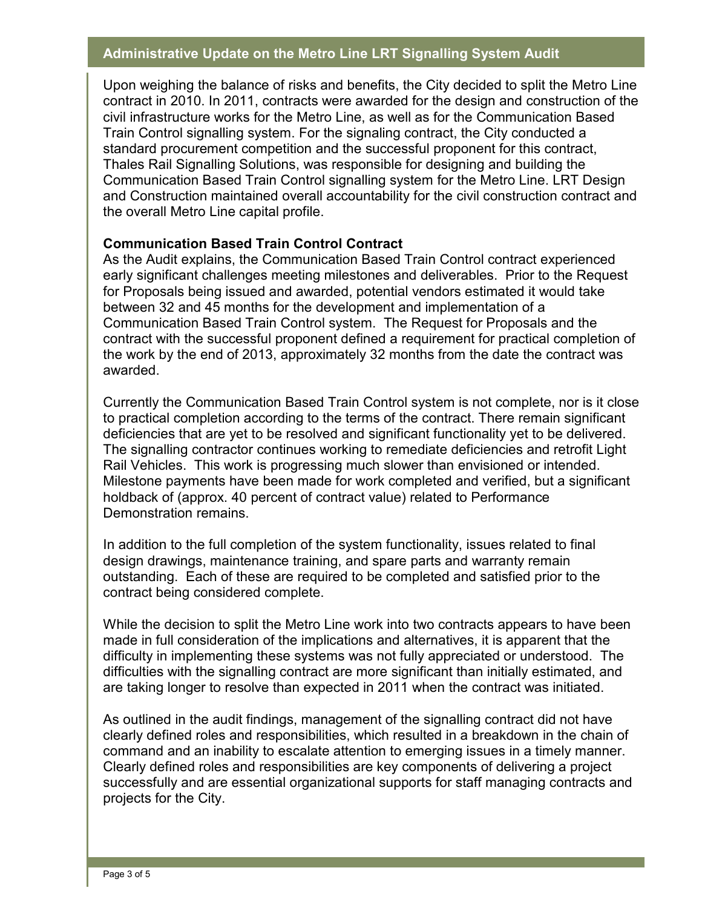Upon weighing the balance of risks and benefits, the City decided to split the Metro Line contract in 2010. In 2011, contracts were awarded for the design and construction of the civil infrastructure works for the Metro Line, as well as for the Communication Based Train Control signalling system. For the signaling contract, the City conducted a standard procurement competition and the successful proponent for this contract, Thales Rail Signalling Solutions, was responsible for designing and building the Communication Based Train Control signalling system for the Metro Line. LRT Design and Construction maintained overall accountability for the civil construction contract and the overall Metro Line capital profile.

**Communication Based Train Control Contract**

As the Audit explains, the Communication Based Train Control contract experienced early significant challenges meeting milestones and deliverables. Prior to the Request for Proposals being issued and awarded, potential vendors estimated it would take between 32 and 45 months for the development and implementation of a Communication Based Train Control system. The Request for Proposals and the contract with the successful proponent defined a requirement for practical completion of the work by the end of 2013, approximately 32 months from the date the contract was awarded.

Currently the Communication Based Train Control system is not complete, nor is it close to practical completion according to the terms of the contract. There remain significant deficiencies that are yet to be resolved and significant functionality yet to be delivered. The signalling contractor continues working to remediate deficiencies and retrofit Light Rail Vehicles. This work is progressing much slower than envisioned or intended. Milestone payments have been made for work completed and verified, but a significant holdback of (approx. 40 percent of contract value) related to Performance Demonstration remains.

In addition to the full completion of the system functionality, issues related to final design drawings, maintenance training, and spare parts and warranty remain outstanding. Each of these are required to be completed and satisfied prior to the contract being considered complete.

While the decision to split the Metro Line work into two contracts appears to have been made in full consideration of the implications and alternatives, it is apparent that the difficulty in implementing these systems was not fully appreciated or understood. The difficulties with the signalling contract are more significant than initially estimated, and are taking longer to resolve than expected in 2011 when the contract was initiated.

As outlined in the audit findings, management of the signalling contract did not have clearly defined roles and responsibilities, which resulted in a breakdown in the chain of command and an inability to escalate attention to emerging issues in a timely manner. Clearly defined roles and responsibilities are key components of delivering a project successfully and are essential organizational supports for staff managing contracts and projects for the City.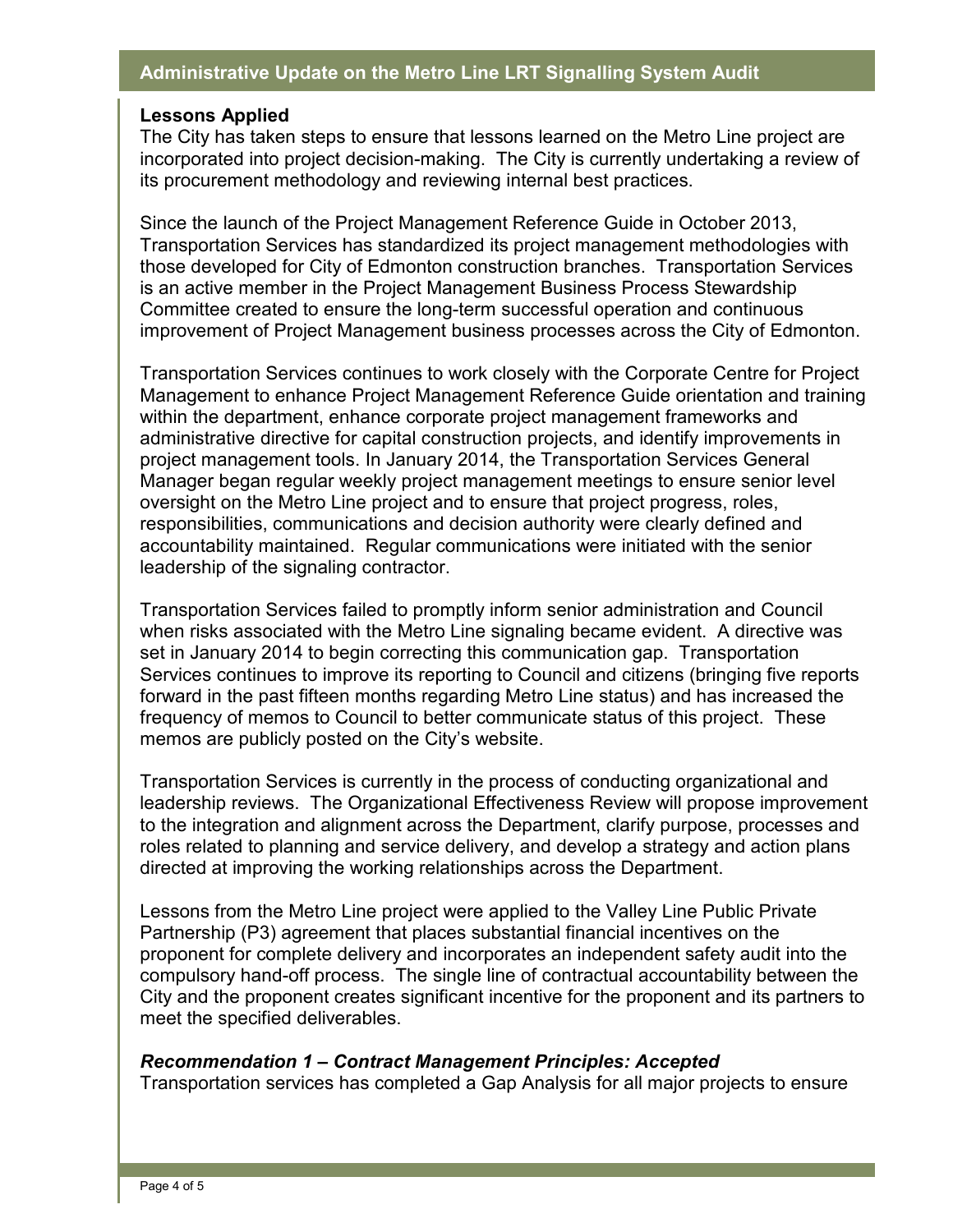**Lessons Applied**

The City has taken steps to ensure that lessons learned on the Metro Line project are incorporated into project decision-making. The City is currently undertaking a review of its procurement methodology and reviewing internal best practices.

Since the launch of the Project Management Reference Guide in October 2013, Transportation Services has standardized its project management methodologies with those developed for City of Edmonton construction branches. Transportation Services is an active member in the Project Management Business Process Stewardship Committee created to ensure the long-term successful operation and continuous improvement of Project Management business processes across the City of Edmonton.

Transportation Services continues to work closely with the Corporate Centre for Project Management to enhance Project Management Reference Guide orientation and training within the department, enhance corporate project management frameworks and administrative directive for capital construction projects, and identify improvements in project management tools. In January 2014, the Transportation Services General Manager began regular weekly project management meetings to ensure senior level oversight on the Metro Line project and to ensure that project progress, roles, responsibilities, communications and decision authority were clearly defined and accountability maintained. Regular communications were initiated with the senior leadership of the signaling contractor.

Transportation Services failed to promptly inform senior administration and Council when risks associated with the Metro Line signaling became evident. A directive was set in January 2014 to begin correcting this communication gap. Transportation Services continues to improve its reporting to Council and citizens (bringing five reports forward in the past fifteen months regarding Metro Line status) and has increased the frequency of memos to Council to better communicate status of this project. These memos are publicly posted on the City's website.

Transportation Services is currently in the process of conducting organizational and leadership reviews. The Organizational Effectiveness Review will propose improvement to the integration and alignment across the Department, clarify purpose, processes and roles related to planning and service delivery, and develop a strategy and action plans directed at improving the working relationships across the Department.

Lessons from the Metro Line project were applied to the Valley Line Public Private Partnership (P3) agreement that places substantial financial incentives on the proponent for complete delivery and incorporates an independent safety audit into the compulsory hand-off process. The single line of contractual accountability between the City and the proponent creates significant incentive for the proponent and its partners to meet the specified deliverables.

***Recommendation 1 – Contract Management Principles: Accepted***

Transportation services has completed a Gap Analysis for all major projects to ensure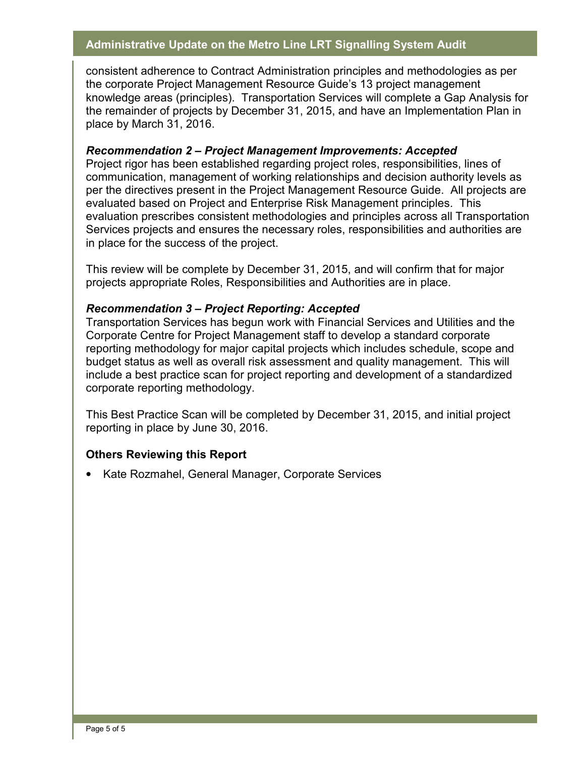consistent adherence to Contract Administration principles and methodologies as per the corporate Project Management Resource Guide's 13 project management knowledge areas (principles). Transportation Services will complete a Gap Analysis for the remainder of projects by December 31, 2015, and have an Implementation Plan in place by March 31, 2016.

***Recommendation 2 – Project Management Improvements: Accepted***

Project rigor has been established regarding project roles, responsibilities, lines of communication, management of working relationships and decision authority levels as per the directives present in the Project Management Resource Guide. All projects are evaluated based on Project and Enterprise Risk Management principles. This evaluation prescribes consistent methodologies and principles across all Transportation Services projects and ensures the necessary roles, responsibilities and authorities are in place for the success of the project.

This review will be complete by December 31, 2015, and will confirm that for major projects appropriate Roles, Responsibilities and Authorities are in place.

***Recommendation 3 – Project Reporting: Accepted***

Transportation Services has begun work with Financial Services and Utilities and the Corporate Centre for Project Management staff to develop a standard corporate reporting methodology for major capital projects which includes schedule, scope and budget status as well as overall risk assessment and quality management. This will include a best practice scan for project reporting and development of a standardized corporate reporting methodology.

This Best Practice Scan will be completed by December 31, 2015, and initial project reporting in place by June 30, 2016.

**Others Reviewing this Report**

- Kate Rozmahel, General Manager, Corporate Services